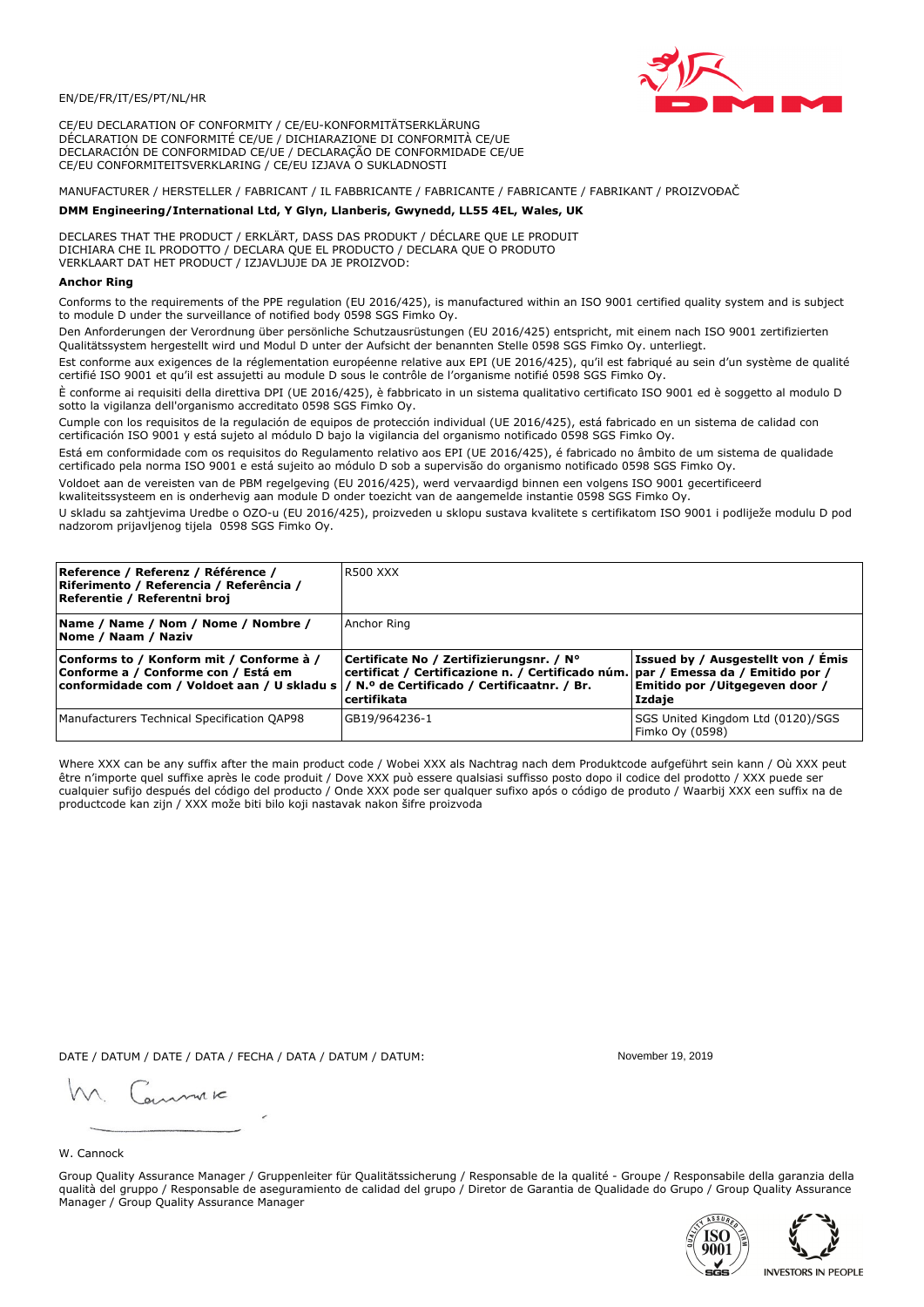EN/DE/FR/IT/ES/PT/NL/HR

CE/EU DECLARATION OF CONFORMITY / CE/EU-KONFORMITÄTSERKLÄRUNG
DÉCLARATION DE CONFORMITÉ CE/UE / DICHIARAZIONE DI CONFORMITÀ CE/UE
DECLARACIÓN DE CONFORMIDAD CE/UE / DECLARAÇÃO DE CONFORMIDADE CE/UE
CE/EU CONFORMITEITSVERKLARING / CE/EU IZJAVA O SUKLADNOSTI

MANUFACTURER / HERSTELLER / FABRICANT / IL FABBRICANTE / FABRICANTE / FABRICANTE / FABRIKANT / PROIZVOĐAČ

**DMM Engineering/International Ltd, Y Glyn, Llanberis, Gwynedd, LL55 4EL, Wales, UK**

DECLARES THAT THE PRODUCT / ERKLÄRT, DASS DAS PRODUKT / DÉCLARE QUE LE PRODUIT
DICHIARA CHE IL PRODOTTO / DECLARA QUE EL PRODUCTO / DECLARA QUE O PRODUTO
VERKLAART DAT HET PRODUCT / IZJAVLJUJE DA JE PROIZVOD:

**Anchor Ring**

Conforms to the requirements of the PPE regulation (EU 2016/425), is manufactured within an ISO 9001 certified quality system and is subject to module D under the surveillance of notified body 0598 SGS Fimko Oy.

Den Anforderungen der Verordnung über persönliche Schutzausrüstungen (EU 2016/425) entspricht, mit einem nach ISO 9001 zertifizierten Qualitätssystem hergestellt wird und Modul D unter der Aufsicht der benannten Stelle 0598 SGS Fimko Oy. unterliegt.

Est conforme aux exigences de la réglementation européenne relative aux EPI (UE 2016/425), qu'il est fabriqué au sein d'un système de qualité certifié ISO 9001 et qu'il est assujetti au module D sous le contrôle de l'organisme notifié 0598 SGS Fimko Oy.

È conforme ai requisiti della direttiva DPI (UE 2016/425), è fabbricato in un sistema qualitativo certificato ISO 9001 ed è soggetto al modulo D sotto la vigilanza dell'organismo accreditato 0598 SGS Fimko Oy.

Cumple con los requisitos de la regulación de equipos de protección individual (UE 2016/425), está fabricado en un sistema de calidad con certificación ISO 9001 y está sujeto al módulo D bajo la vigilancia del organismo notificado 0598 SGS Fimko Oy.

Está em conformidade com os requisitos do Regulamento relativo aos EPI (UE 2016/425), é fabricado no âmbito de um sistema de qualidade certificado pela norma ISO 9001 e está sujeito ao módulo D sob a supervisão do organismo notificado 0598 SGS Fimko Oy.

Voldoet aan de vereisten van de PBM regelgeving (EU 2016/425), werd vervaardigd binnen een volgens ISO 9001 gecertificeerd kwaliteitssysteem en is onderhevig aan module D onder toezicht van de aangemelde instantie 0598 SGS Fimko Oy.

U skladu sa zahtjevima Uredbe o OZO-u (EU 2016/425), proizveden u sklopu sustava kvalitete s certifikatom ISO 9001 i podliježe modulu D pod nadzorom prijavljenog tijela 0598 SGS Fimko Oy.

| **Reference / Referenz / Référence / Riferimento / Referencia / Referência / Referentie / Referentni broj** | R500 XXX | |
|---|---|---|
| **Name / Name / Nom / Nome / Nombre / Nome / Naam / Naziv** | Anchor Ring | |
| **Conforms to / Konform mit / Conforme à / Conforme a / Conforme con / Está em conformidade com / Voldoet aan / U skladu s** | **Certificate No / Zertifizierungsnr. / N° certificat / Certificazione n. / Certificado núm. / N.º de Certificado / Certificaatnr. / Br. certifikata** | **Issued by / Ausgestellt von / Émis par / Emessa da / Emitido por / Emitido por / Uitgegeven door / Izdaje** |
| Manufacturers Technical Specification QAP98 | GB19/964236-1 | SGS United Kingdom Ltd (0120)/SGS Fimko Oy (0598) |

Where XXX can be any suffix after the main product code / Wobei XXX als Nachtrag nach dem Produktcode aufgeführt sein kann / Où XXX peut être n'importe quel suffixe après le code produit / Dove XXX può essere qualsiasi suffisso posto dopo il codice del prodotto / XXX puede ser cualquier sufijo después del código del producto / Onde XXX pode ser qualquer sufixo após o código de produto / Waarbij XXX een suffix na de productcode kan zijn / XXX može biti bilo koji nastavak nakon šifre proizvoda

DATE / DATUM / DATE / DATA / FECHA / DATA / DATUM / DATUM: November 19, 2019

W. Cannock

Group Quality Assurance Manager / Gruppenleiter für Qualitätssicherung / Responsable de la qualité - Groupe / Responsabile della garanzia della qualità del gruppo / Responsable de aseguramiento de calidad del grupo / Diretor de Garantia de Qualidade do Grupo / Group Quality Assurance Manager / Group Quality Assurance Manager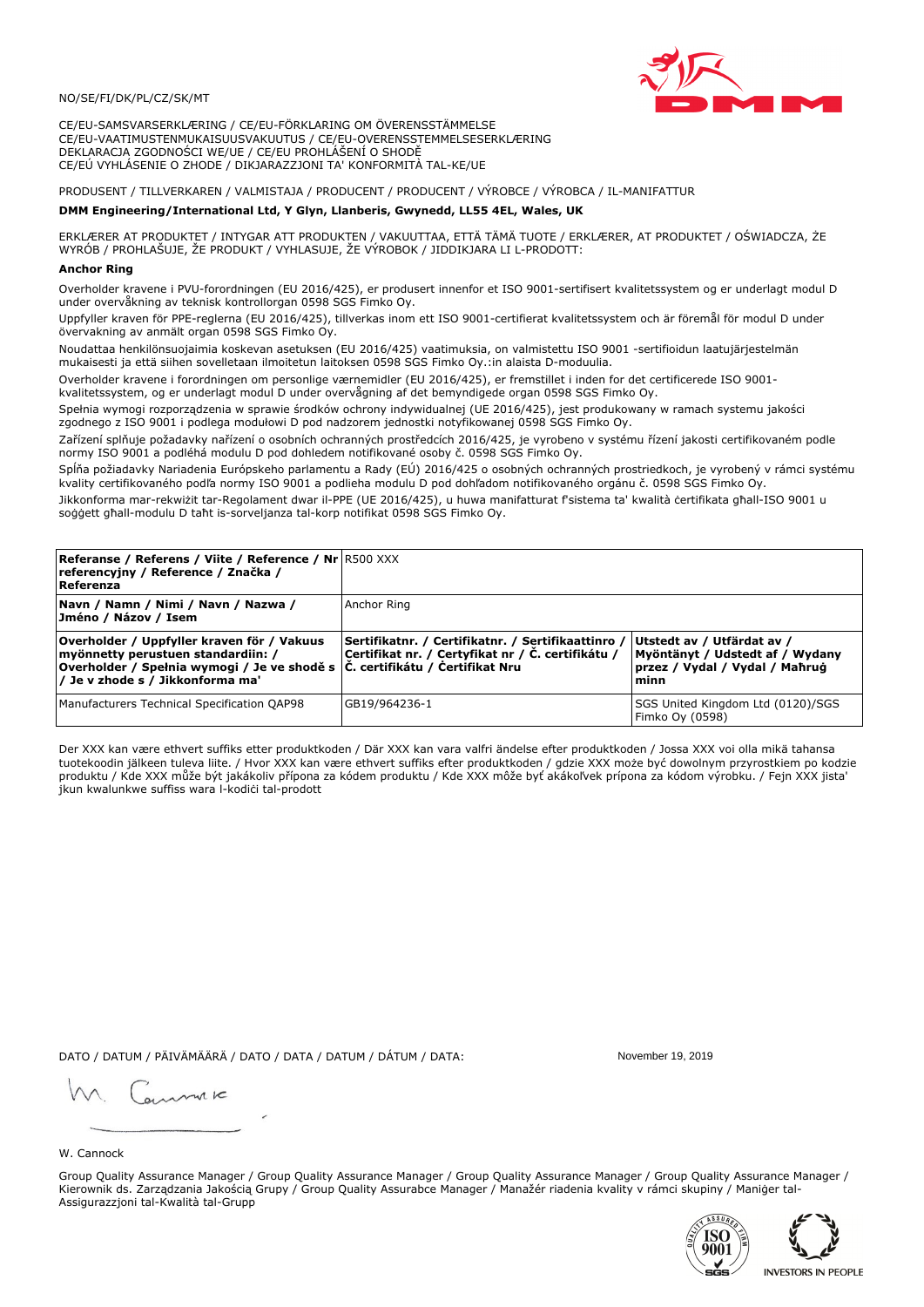NO/SE/FI/DK/PL/CZ/SK/MT

CE/EU-SAMSVARSERKLÆRING / CE/EU-FÖRKLARING OM ÖVERENSSTÄMMELSE
CE/EU-VAATIMUSTENMUKAISUUSVAKUUTUS / CE/EU-OVERENSSTEMMELSESERKLÆRING
DEKLARACJA ZGODNOŚCI WE/UE / CE/EU PROHLÁŠENÍ O SHODĚ
CE/EÚ VYHLÁSENIE O ZHODE / DIKJARAZZJONI TA' KONFORMITÀ TAL-KE/UE

PRODUSENT / TILLVERKAREN / VALMISTAJA / PRODUCENT / PRODUCENT / VÝROBCE / VÝROBCA / IL-MANIFATTUR

**DMM Engineering/International Ltd, Y Glyn, Llanberis, Gwynedd, LL55 4EL, Wales, UK**

ERKLÆRER AT PRODUKTET / INTYGAR ATT PRODUKTEN / VAKUUTTAA, ETTÄ TÄMÄ TUOTE / ERKLÆRER, AT PRODUKTET / OŚWIADCZA, ŻE WYRÓB / PROHLAŠUJE, ŽE PRODUKT / VYHLASUJE, ŽE VÝROBOK / JIDDIKJARA LI L-PRODOTT:

**Anchor Ring**

Overholder kravene i PVU-forordningen (EU 2016/425), er produsert innenfor et ISO 9001-sertifisert kvalitetssystem og er underlagt modul D under overvåkning av teknisk kontrollorgan 0598 SGS Fimko Oy.

Uppfyller kraven för PPE-reglerna (EU 2016/425), tillverkas inom ett ISO 9001-certifierat kvalitetssystem och är föremål för modul D under övervakning av anmält organ 0598 SGS Fimko Oy.

Noudattaa henkilönsuojaimia koskevan asetuksen (EU 2016/425) vaatimuksia, on valmistettu ISO 9001 -sertifioidun laatujärjestelmän mukaisesti ja että siihen sovelletaan ilmoitetun laitoksen 0598 SGS Fimko Oy.:in alaista D-moduulia.

Overholder kravene i forordningen om personlige værnemidler (EU 2016/425), er fremstillet i inden for det certificerede ISO 9001-kvalitetssystem, og er underlagt modul D under overvågning af den bemyndigede organ 0598 SGS Fimko Oy.

Spełnia wymogi rozporządzenia w sprawie środków ochrony indywidualnej (UE 2016/425), jest produkowany w ramach systemu jakości zgodnego z ISO 9001 i podlega modułowi D pod nadzorem jednostki notyfikowanej 0598 SGS Fimko Oy.

Zařízení splňuje požadavky nařízení o osobních ochranných prostředcích 2016/425, je vyrobeno v systému řízení jakosti certifikovaném podle normy ISO 9001 a podléhá modulu D pod dohledem notifikované osoby č. 0598 SGS Fimko Oy.

Spĺňa požiadavky Nariadenia Európskeho parlamentu a Rady (EÚ) 2016/425 o osobných ochranných prostriedkoch, je vyrobený v rámci systému kvality certifikovaného podľa normy ISO 9001 a podlieha modulu D pod dohľadom notifikovaného orgánu č. 0598 SGS Fimko Oy.

Jikkonforma mar-rekwiżit tar-Regolament dwar il-PPE (UE 2016/425), u huwa manifatturat f'sistema ta' kwalità ċertifikata għall-ISO 9001 u soġġett għall-modulu D taħt is-sorveljanza tal-korp notifikat 0598 SGS Fimko Oy.

| **Referanse / Referens / Viite / Reference / Nr referencyjny / Reference / Značka / Referenza** | R500 XXX | |
|---|---|---|
| **Navn / Namn / Nimi / Navn / Nazwa / Jméno / Názov / Isem** | Anchor Ring | |
| **Overholder / Uppfyller kraven för / Vakuus myönnetty perustuen standardiin: / Overholder / Spełnia wymogi / Je ve shodě s / Je v zhode s / Jikkonforma ma'** | **Sertifikatnr. / Certifikatnr. / Sertifikaattinro / Certifikat nr. / Certyfikat nr / Č. certifikátu / Č. certifikátu / Ċertifikat Nru** | **Utstedt av / Utfärdat av / Myöntänyt / Udstedt af / Wydany przez / Vydal / Vydal / Maħruġ minn** |
| Manufacturers Technical Specification QAP98 | GB19/964236-1 | SGS United Kingdom Ltd (0120)/SGS Fimko Oy (0598) |

Der XXX kan være ethvert suffiks etter produktkoden / Där XXX kan vara valfri ändelse efter produktkoden / Jossa XXX voi olla mikä tahansa tuotekoodin jälkeen tuleva liite. / Hvor XXX kan være ethvert suffiks efter produktkoden / gdzie XXX może być dowolnym przyrostkiem po kodzie produktu / Kde XXX může být jakákoliv přípona za kódem produktu / Kde XXX môže byť akákoľvek prípona za kódom výrobku. / Fejn XXX jista' jkun kwalunkwe suffiss wara l-kodiċi tal-prodott

DATO / DATUM / PÄIVÄMÄÄRÄ / DATO / DATA / DATUM / DÁTUM / DATA: November 19, 2019

W. Cannock

Group Quality Assurance Manager / Group Quality Assurance Manager / Group Quality Assurance Manager / Group Quality Assurance Manager / Kierownik ds. Zarządzania Jakością Grupy / Group Quality Assurabce Manager / Manažér riadenia kvality v rámci skupiny / Maniġer tal-Assigurazzjoni tal-Kwalità tal-Grupp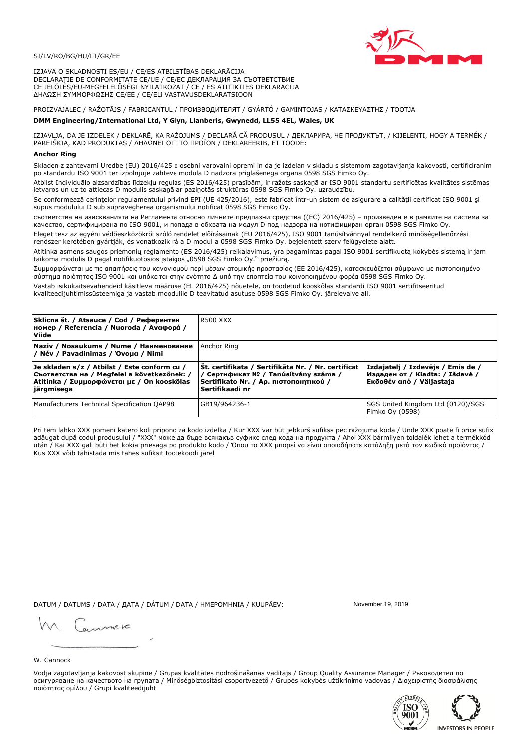SI/LV/RO/BG/HU/LT/GR/EE

IZJAVA O SKLADNOSTI ES/EU / CE/ES ATBILSTĪBAS DEKLARĀCIJA
DECLARAȚIE DE CONFORMITATE CE/UE / CE/ЕС ДЕКЛАРАЦИЯ ЗА СЪОТВЕТСТВИЕ
CE JELÖLÉS/EU-MEGFELELŐSÉGI NYILATKOZAT / CE / ES ATITIKTIES DEKLARACIJA
ΔΗΛΩΣΗ ΣΥΜΜΟΡΦΩΣΗΣ CE/EE / CE/ELi VASTAVUSDEKLARATSIOON

PROIZVAJALEC / RAŽOTĀJS / FABRICANTUL / ПРОИЗВОДИТЕЛЯТ / GYÁRTÓ / GAMINTOJAS / ΚΑΤΑΣΚΕΥΑΣΤΗΣ / TOOTJA

**DMM Engineering/International Ltd, Y Glyn, Llanberis, Gwynedd, LL55 4EL, Wales, UK**

IZJAVLJA, DA JE IZDELEK / DEKLARĒ, KA RAŽOJUMS / DECLARĂ CĂ PRODUSUL / ДЕКЛАРИРА, ЧЕ ПРОДУКТЪТ, / KIJELENTI, HOGY A TERMÉK / PAREIŠKIA, KAD PRODUKTAS / ΔΗΛΩΝΕΙ ΟΤΙ ΤΟ ΠΡΟΪΟΝ / DEKLAREERIB, ET TOODE:

**Anchor Ring**

Skladen z zahtevami Uredbe (EU) 2016/425 o osebni varovalni opremi in da je izdelan v skladu s sistemom zagotavljanja kakovosti, certificiranim po standardu ISO 9001 ter izpolnjuje zahteve modula D nadzora priglašenega organa 0598 SGS Fimko Oy.

Atbilst Individuālo aizsardzības līdzekļu regulas (ES 2016/425) prasībām, ir ražots saskaņā ar ISO 9001 standartu sertificētas kvalitātes sistēmas ietvaros un uz to attiecas D modulis saskaņā ar paziņotās struktūras 0598 SGS Fimko Oy. uzraudzību.

Se conformează cerințelor regulamentului privind EPI (UE 425/2016), este fabricat într-un sistem de asigurare a calității certificat ISO 9001 și supus modulului D sub supravegherea organismului notificat 0598 SGS Fimko Oy.

съответства на изискванията на Регламента относно личните предпазни средства ((ЕС) 2016/425) – произведен е в рамките на система за качество, сертифицирана по ISO 9001, и попада в обхвата на модул D под надзора на нотифициран орган 0598 SGS Fimko Oy.

Eleget tesz az egyéni védőeszközökről szóló rendelet előírásainak (EU 2016/425), ISO 9001 tanúsítvánnyal rendelkező minőségellenőrzési rendszer keretében gyártják, és vonatkozik rá a D modul a 0598 SGS Fimko Oy. bejelentett szerv felügyelete alatt.

Atitinka asmens saugos priemonių reglamento (ES 2016/425) reikalavimus, yra pagamintas pagal ISO 9001 sertifikuotą kokybės sistemą ir jam taikoma modulis D pagal notifikuotosios įstaigos „0598 SGS Fimko Oy." priežiūrą.

Συμμορφώνεται με τις απαιτήσεις του κανονισμού περί μέσων ατομικής προστασίας (ΕΕ 2016/425), κατασκευάζεται σύμφωνα με πιστοποιημένο σύστημα ποιότητας ISO 9001 και υπόκειται στην ενότητα Δ υπό την εποπτεία του κοινοποιημένου φορέα 0598 SGS Fimko Oy.

Vastab isikukaitsevahendeid käsitleva määruse (EL 2016/425) nõuetele, on toodetud kooskõlas standardi ISO 9001 sertifitseeritud kvaliteedijuhtimissüsteemiga ja vastab moodulile D teavitatud asutuse 0598 SGS Fimko Oy. järelevalve all.

| | | |
|---|---|---|
| **Sklicna št. / Atsauce / Cod / Референтен номер / Referencia / Nuoroda / Αναφορά / Viide** | R500 XXX | |
| **Naziv / Nosaukums / Nume / Наименование / Név / Pavadinimas / Όνομα / Nimi** | Anchor Ring | |
| **Je skladen s/z / Atbilst / Este conform cu / Съответства на / Megfelel a következőnek: / Atitinka / Συμμορφώνεται με / On kooskõlas järgmisega** | **Št. certifikata / Sertifikāta Nr. / Nr. certificat / Сертификат № / Tanúsítvány száma / Sertifikato Nr. / Αρ. πιστοποιητικού / Sertifikaadi nr** | **Izdajatelj / Izdevējs / Emis de / Издаден от / Kiadta: / Išdavė / Εκδοθέν από / Väljastaja** |
| Manufacturers Technical Specification QAP98 | GB19/964236-1 | SGS United Kingdom Ltd (0120)/SGS Fimko Oy (0598) |

Pri tem lahko XXX pomeni katero koli pripono za kodo izdelka / Kur XXX var būt jebkurš sufikss pēc ražojuma koda / Unde XXX poate fi orice sufix adăugat după codul produsului / "XXX" може да бъде всякакъв суфикс след кода на продукта / Ahol XXX bármilyen toldalék lehet a termékkód után / Kai XXX gali būti bet kokia priesaga po produkto kodo / Όπου το XXX μπορεί να είναι οποιοδήποτε κατάληξη μετά τον κωδικό προϊόντος / Kus XXX võib tähistada mis tahes sufiksit tootekoodi järel

DATUM / DATUMS / DATA / ДАТА / DÁTUM / DATA / ΗΜΕΡΟΜΗΝΙΑ / KUUPÄEV: November 19, 2019

W. Cannock

Vodja zagotavljanja kakovost skupine / Grupas kvalitātes nodrošināšanas vadītājs / Group Quality Assurance Manager / Ръководител по осигуряване на качеството на групата / Minőségbiztosítási csoportvezető / Grupės kokybės užtikrinimo vadovas / Διαχειριστής διασφάλισης ποιότητας ομίλου / Grupi kvaliteedijuht

INVESTORS IN PEOPLE